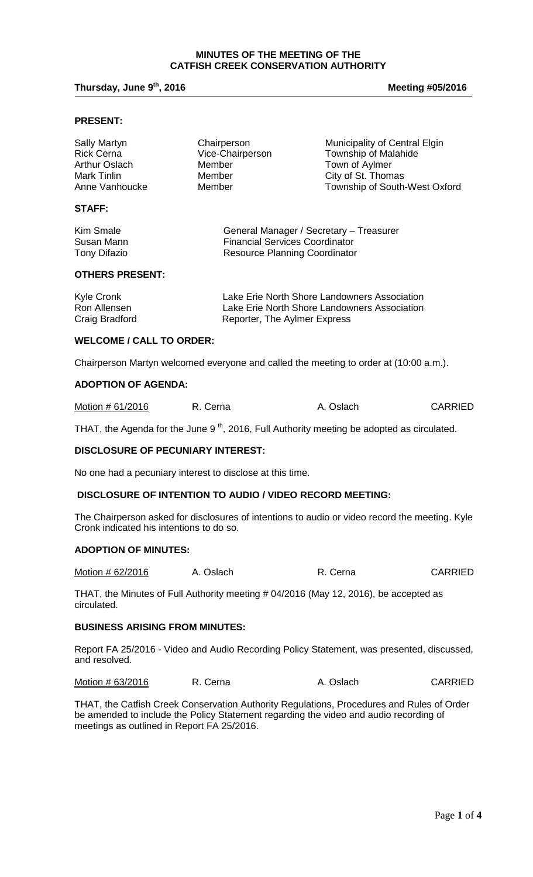# MINUTES OF THE MEETING OF THE CATFISH CREEK CONSERVATION AUTHORITY

**Thursday, June 9th, 2016** **Meeting #05/2016**

## PRESENT:

| | | |
|---|---|---|
| Sally Martyn | Chairperson | Municipality of Central Elgin |
| Rick Cerna | Vice-Chairperson | Township of Malahide |
| Arthur Oslach | Member | Town of Aylmer |
| Mark Tinlin | Member | City of St. Thomas |
| Anne Vanhoucke | Member | Township of South-West Oxford |

## STAFF:

| | |
|---|---|
| Kim Smale | General Manager / Secretary – Treasurer |
| Susan Mann | Financial Services Coordinator |
| Tony Difazio | Resource Planning Coordinator |

## OTHERS PRESENT:

| | |
|---|---|
| Kyle Cronk | Lake Erie North Shore Landowners Association |
| Ron Allensen | Lake Erie North Shore Landowners Association |
| Craig Bradford | Reporter, The Aylmer Express |

## WELCOME / CALL TO ORDER:

Chairperson Martyn welcomed everyone and called the meeting to order at (10:00 a.m.).

## ADOPTION OF AGENDA:

| Motion # 61/2016 | R. Cerna | A. Oslach | CARRIED |
|---|---|---|---|

THAT, the Agenda for the June 9th, 2016, Full Authority meeting be adopted as circulated.

## DISCLOSURE OF PECUNIARY INTEREST:

No one had a pecuniary interest to disclose at this time.

## DISCLOSURE OF INTENTION TO AUDIO / VIDEO RECORD MEETING:

The Chairperson asked for disclosures of intentions to audio or video record the meeting. Kyle Cronk indicated his intentions to do so.

## ADOPTION OF MINUTES:

| Motion # 62/2016 | A. Oslach | R. Cerna | CARRIED |
|---|---|---|---|

THAT, the Minutes of Full Authority meeting # 04/2016 (May 12, 2016), be accepted as circulated.

## BUSINESS ARISING FROM MINUTES:

Report FA 25/2016 - Video and Audio Recording Policy Statement, was presented, discussed, and resolved.

| Motion # 63/2016 | R. Cerna | A. Oslach | CARRIED |
|---|---|---|---|

THAT, the Catfish Creek Conservation Authority Regulations, Procedures and Rules of Order be amended to include the Policy Statement regarding the video and audio recording of meetings as outlined in Report FA 25/2016.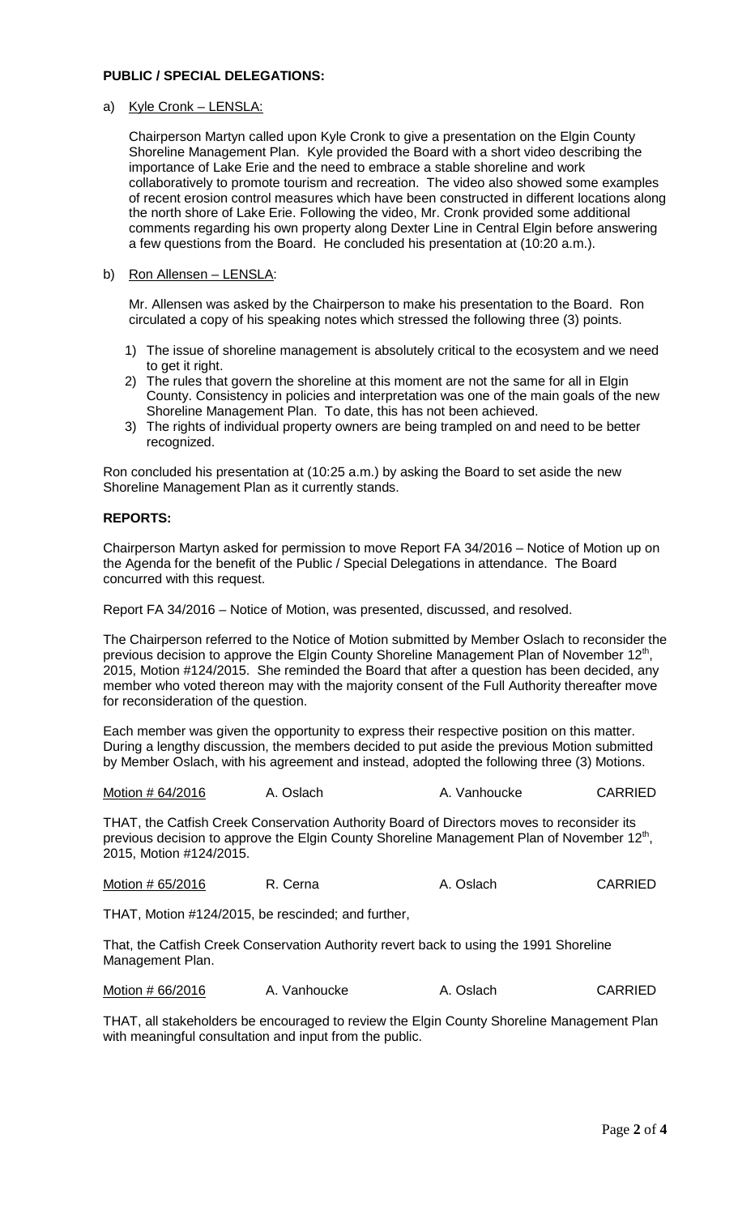**PUBLIC / SPECIAL DELEGATIONS:**

a) Kyle Cronk – LENSLA:

Chairperson Martyn called upon Kyle Cronk to give a presentation on the Elgin County Shoreline Management Plan. Kyle provided the Board with a short video describing the importance of Lake Erie and the need to embrace a stable shoreline and work collaboratively to promote tourism and recreation. The video also showed some examples of recent erosion control measures which have been constructed in different locations along the north shore of Lake Erie. Following the video, Mr. Cronk provided some additional comments regarding his own property along Dexter Line in Central Elgin before answering a few questions from the Board. He concluded his presentation at (10:20 a.m.).

b) Ron Allensen – LENSLA:

Mr. Allensen was asked by the Chairperson to make his presentation to the Board. Ron circulated a copy of his speaking notes which stressed the following three (3) points.

1) The issue of shoreline management is absolutely critical to the ecosystem and we need to get it right.
2) The rules that govern the shoreline at this moment are not the same for all in Elgin County. Consistency in policies and interpretation was one of the main goals of the new Shoreline Management Plan. To date, this has not been achieved.
3) The rights of individual property owners are being trampled on and need to be better recognized.

Ron concluded his presentation at (10:25 a.m.) by asking the Board to set aside the new Shoreline Management Plan as it currently stands.

**REPORTS:**

Chairperson Martyn asked for permission to move Report FA 34/2016 – Notice of Motion up on the Agenda for the benefit of the Public / Special Delegations in attendance. The Board concurred with this request.

Report FA 34/2016 – Notice of Motion, was presented, discussed, and resolved.

The Chairperson referred to the Notice of Motion submitted by Member Oslach to reconsider the previous decision to approve the Elgin County Shoreline Management Plan of November 12th, 2015, Motion #124/2015. She reminded the Board that after a question has been decided, any member who voted thereon may with the majority consent of the Full Authority thereafter move for reconsideration of the question.

Each member was given the opportunity to express their respective position on this matter. During a lengthy discussion, the members decided to put aside the previous Motion submitted by Member Oslach, with his agreement and instead, adopted the following three (3) Motions.

| Motion # 64/2016 | A. Oslach | A. Vanhoucke | CARRIED |
|---|---|---|---|

THAT, the Catfish Creek Conservation Authority Board of Directors moves to reconsider its previous decision to approve the Elgin County Shoreline Management Plan of November 12th, 2015, Motion #124/2015.

| Motion # 65/2016 | R. Cerna | A. Oslach | CARRIED |
|---|---|---|---|

THAT, Motion #124/2015, be rescinded; and further,

That, the Catfish Creek Conservation Authority revert back to using the 1991 Shoreline Management Plan.

| Motion # 66/2016 | A. Vanhoucke | A. Oslach | CARRIED |
|---|---|---|---|

THAT, all stakeholders be encouraged to review the Elgin County Shoreline Management Plan with meaningful consultation and input from the public.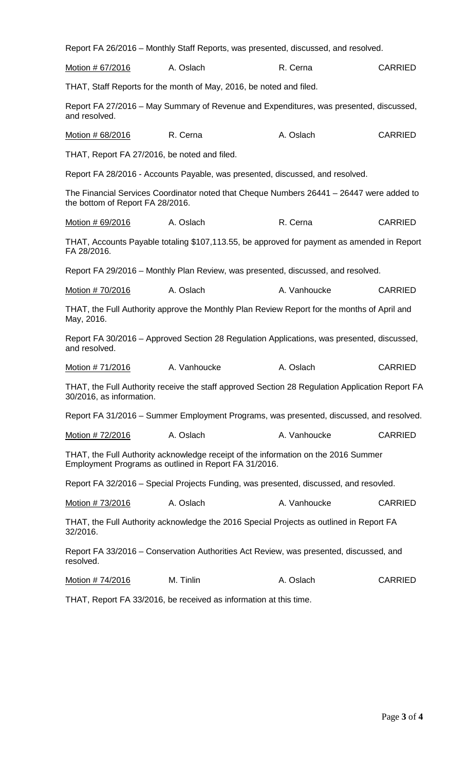Report FA 26/2016 – Monthly Staff Reports, was presented, discussed, and resolved.

| <u>Motion # 67/2016</u> | A. Oslach | R. Cerna | CARRIED |
|---|---|---|---|

THAT, Staff Reports for the month of May, 2016, be noted and filed.

Report FA 27/2016 – May Summary of Revenue and Expenditures, was presented, discussed, and resolved.

| <u>Motion # 68/2016</u> | R. Cerna | A. Oslach | CARRIED |
|---|---|---|---|

THAT, Report FA 27/2016, be noted and filed.

Report FA 28/2016 - Accounts Payable, was presented, discussed, and resolved.

The Financial Services Coordinator noted that Cheque Numbers 26441 – 26447 were added to the bottom of Report FA 28/2016.

| <u>Motion # 69/2016</u> | A. Oslach | R. Cerna | CARRIED |
|---|---|---|---|

THAT, Accounts Payable totaling $107,113.55, be approved for payment as amended in Report FA 28/2016.

Report FA 29/2016 – Monthly Plan Review, was presented, discussed, and resolved.

| <u>Motion # 70/2016</u> | A. Oslach | A. Vanhoucke | CARRIED |
|---|---|---|---|

THAT, the Full Authority approve the Monthly Plan Review Report for the months of April and May, 2016.

Report FA 30/2016 – Approved Section 28 Regulation Applications, was presented, discussed, and resolved.

| <u>Motion # 71/2016</u> | A. Vanhoucke | A. Oslach | CARRIED |
|---|---|---|---|

THAT, the Full Authority receive the staff approved Section 28 Regulation Application Report FA 30/2016, as information.

Report FA 31/2016 – Summer Employment Programs, was presented, discussed, and resolved.

| <u>Motion # 72/2016</u> | A. Oslach | A. Vanhoucke | CARRIED |
|---|---|---|---|

THAT, the Full Authority acknowledge receipt of the information on the 2016 Summer Employment Programs as outlined in Report FA 31/2016.

Report FA 32/2016 – Special Projects Funding, was presented, discussed, and resovled.

| <u>Motion # 73/2016</u> | A. Oslach | A. Vanhoucke | CARRIED |
|---|---|---|---|

THAT, the Full Authority acknowledge the 2016 Special Projects as outlined in Report FA 32/2016.

Report FA 33/2016 – Conservation Authorities Act Review, was presented, discussed, and resolved.

| <u>Motion # 74/2016</u> | M. Tinlin | A. Oslach | CARRIED |
|---|---|---|---|

THAT, Report FA 33/2016, be received as information at this time.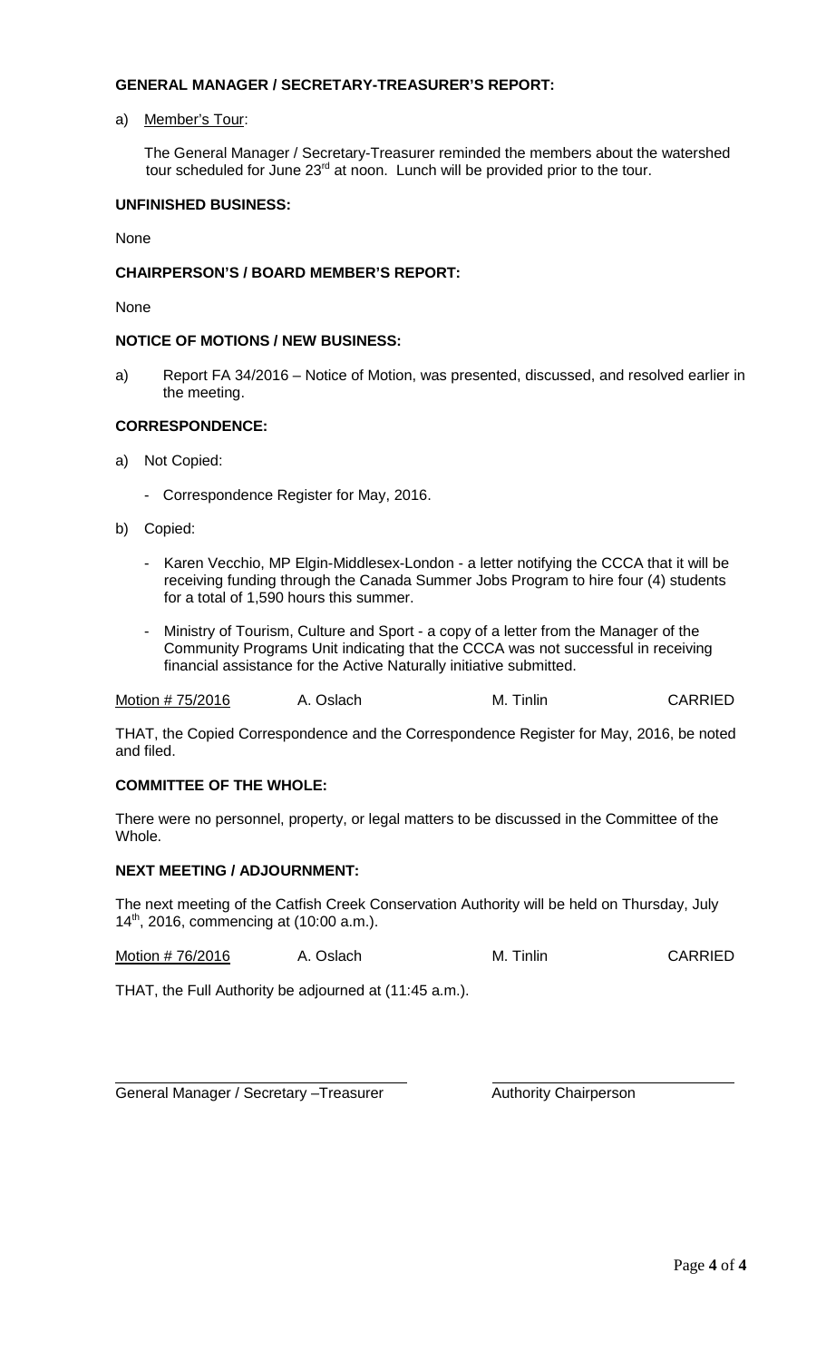**GENERAL MANAGER / SECRETARY-TREASURER'S REPORT:**

a) Member's Tour:

The General Manager / Secretary-Treasurer reminded the members about the watershed tour scheduled for June 23rd at noon. Lunch will be provided prior to the tour.

**UNFINISHED BUSINESS:**

None

**CHAIRPERSON'S / BOARD MEMBER'S REPORT:**

None

**NOTICE OF MOTIONS / NEW BUSINESS:**

a) Report FA 34/2016 – Notice of Motion, was presented, discussed, and resolved earlier in the meeting.

**CORRESPONDENCE:**

a) Not Copied:

- Correspondence Register for May, 2016.

b) Copied:

- Karen Vecchio, MP Elgin-Middlesex-London - a letter notifying the CCCA that it will be receiving funding through the Canada Summer Jobs Program to hire four (4) students for a total of 1,590 hours this summer.

- Ministry of Tourism, Culture and Sport - a copy of a letter from the Manager of the Community Programs Unit indicating that the CCCA was not successful in receiving financial assistance for the Active Naturally initiative submitted.

| Motion # 75/2016 | A. Oslach | M. Tinlin | CARRIED |
|---|---|---|---|

THAT, the Copied Correspondence and the Correspondence Register for May, 2016, be noted and filed.

**COMMITTEE OF THE WHOLE:**

There were no personnel, property, or legal matters to be discussed in the Committee of the Whole.

**NEXT MEETING / ADJOURNMENT:**

The next meeting of the Catfish Creek Conservation Authority will be held on Thursday, July 14th, 2016, commencing at (10:00 a.m.).

| Motion # 76/2016 | A. Oslach | M. Tinlin | CARRIED |
|---|---|---|---|

THAT, the Full Authority be adjourned at (11:45 a.m.).

General Manager / Secretary –Treasurer

Authority Chairperson